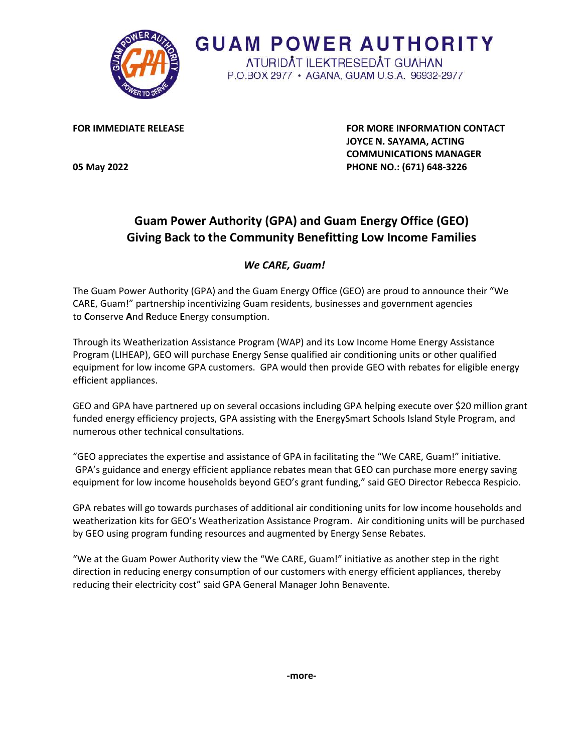# GUAM POWER AUTHORITY

ATURIDÅT ILEKTRESEDÅT GUAHAN
P.O.BOX 2977 • AGANA, GUAM U.S.A. 96932-2977

**FOR IMMEDIATE RELEASE**

**05 May 2022**

**FOR MORE INFORMATION CONTACT**
**JOYCE N. SAYAMA, ACTING COMMUNICATIONS MANAGER**
**PHONE NO.: (671) 648-3226**

## Guam Power Authority (GPA) and Guam Energy Office (GEO) Giving Back to the Community Benefitting Low Income Families

***We CARE, Guam!***

The Guam Power Authority (GPA) and the Guam Energy Office (GEO) are proud to announce their "We CARE, Guam!" partnership incentivizing Guam residents, businesses and government agencies to **C**onserve **A**nd **R**educe **E**nergy consumption.

Through its Weatherization Assistance Program (WAP) and its Low Income Home Energy Assistance Program (LIHEAP), GEO will purchase Energy Sense qualified air conditioning units or other qualified equipment for low income GPA customers. GPA would then provide GEO with rebates for eligible energy efficient appliances.

GEO and GPA have partnered up on several occasions including GPA helping execute over $20 million grant funded energy efficiency projects, GPA assisting with the EnergySmart Schools Island Style Program, and numerous other technical consultations.

"GEO appreciates the expertise and assistance of GPA in facilitating the "We CARE, Guam!" initiative. GPA's guidance and energy efficient appliance rebates mean that GEO can purchase more energy saving equipment for low income households beyond GEO's grant funding," said GEO Director Rebecca Respicio.

GPA rebates will go towards purchases of additional air conditioning units for low income households and weatherization kits for GEO's Weatherization Assistance Program. Air conditioning units will be purchased by GEO using program funding resources and augmented by Energy Sense Rebates.

"We at the Guam Power Authority view the "We CARE, Guam!" initiative as another step in the right direction in reducing energy consumption of our customers with energy efficient appliances, thereby reducing their electricity cost" said GPA General Manager John Benavente.

**-more-**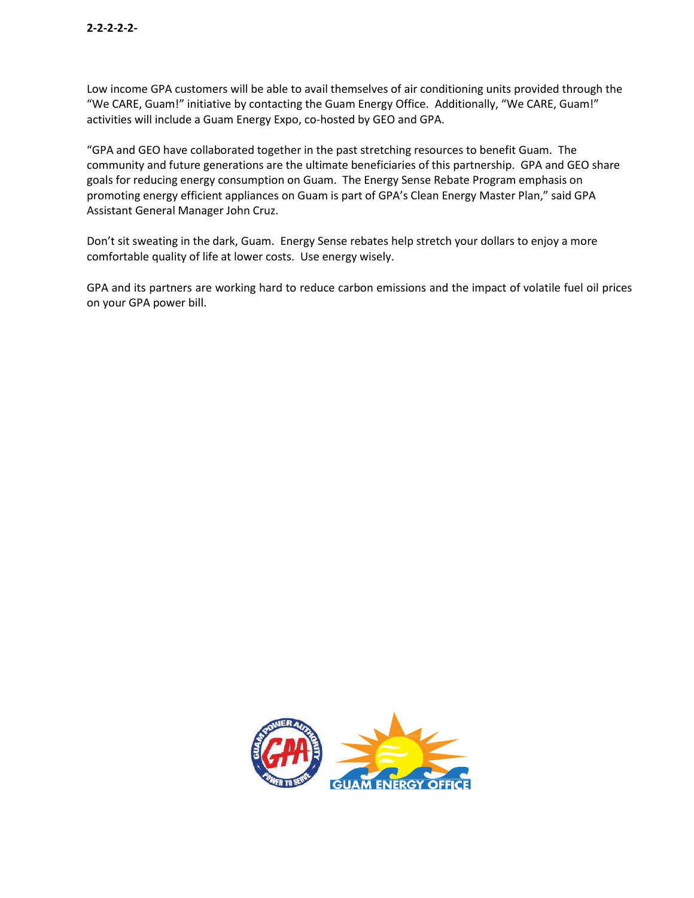Low income GPA customers will be able to avail themselves of air conditioning units provided through the "We CARE, Guam!" initiative by contacting the Guam Energy Office. Additionally, "We CARE, Guam!" activities will include a Guam Energy Expo, co-hosted by GEO and GPA.

"GPA and GEO have collaborated together in the past stretching resources to benefit Guam. The community and future generations are the ultimate beneficiaries of this partnership. GPA and GEO share goals for reducing energy consumption on Guam. The Energy Sense Rebate Program emphasis on promoting energy efficient appliances on Guam is part of GPA's Clean Energy Master Plan," said GPA Assistant General Manager John Cruz.

Don't sit sweating in the dark, Guam. Energy Sense rebates help stretch your dollars to enjoy a more comfortable quality of life at lower costs. Use energy wisely.

GPA and its partners are working hard to reduce carbon emissions and the impact of volatile fuel oil prices on your GPA power bill.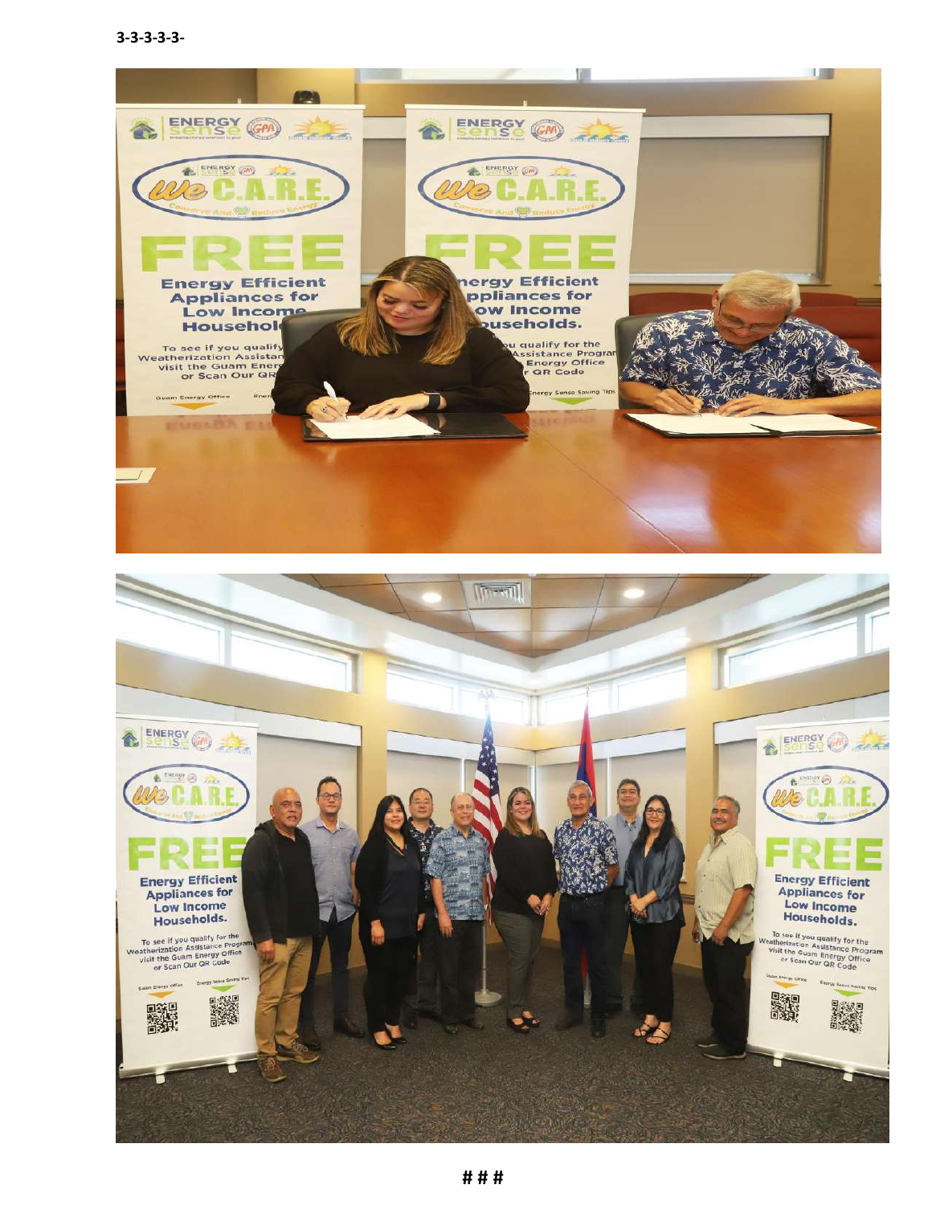3-3-3-3-

###